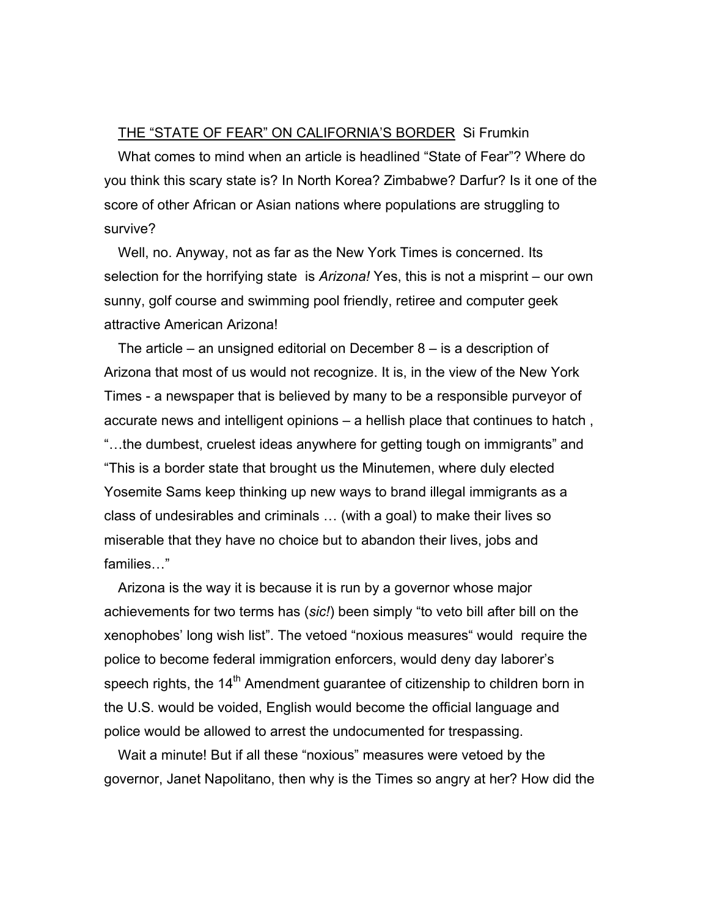<u>THE "STATE OF FEAR" ON CALIFORNIA'S BORDER</u> Si Frumkin

What comes to mind when an article is headlined "State of Fear"? Where do you think this scary state is? In North Korea? Zimbabwe? Darfur? Is it one of the score of other African or Asian nations where populations are struggling to survive?

Well, no. Anyway, not as far as the New York Times is concerned. Its selection for the horrifying state is *Arizona!* Yes, this is not a misprint – our own sunny, golf course and swimming pool friendly, retiree and computer geek attractive American Arizona!

The article – an unsigned editorial on December 8 – is a description of Arizona that most of us would not recognize. It is, in the view of the New York Times - a newspaper that is believed by many to be a responsible purveyor of accurate news and intelligent opinions – a hellish place that continues to hatch , "…the dumbest, cruelest ideas anywhere for getting tough on immigrants" and "This is a border state that brought us the Minutemen, where duly elected Yosemite Sams keep thinking up new ways to brand illegal immigrants as a class of undesirables and criminals … (with a goal) to make their lives so miserable that they have no choice but to abandon their lives, jobs and families…"

Arizona is the way it is because it is run by a governor whose major achievements for two terms has (*sic!*) been simply "to veto bill after bill on the xenophobes' long wish list". The vetoed "noxious measures" would require the police to become federal immigration enforcers, would deny day laborer's speech rights, the 14th Amendment guarantee of citizenship to children born in the U.S. would be voided, English would become the official language and police would be allowed to arrest the undocumented for trespassing.

Wait a minute! But if all these "noxious" measures were vetoed by the governor, Janet Napolitano, then why is the Times so angry at her? How did the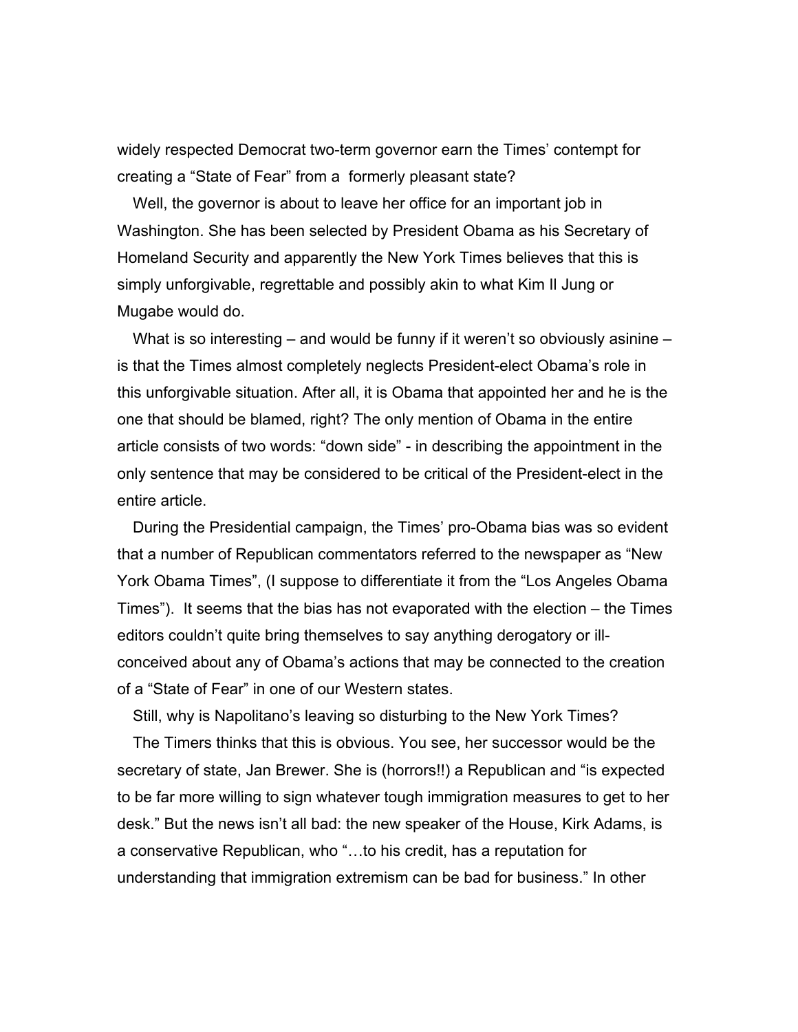widely respected Democrat two-term governor earn the Times' contempt for creating a "State of Fear" from a formerly pleasant state?

Well, the governor is about to leave her office for an important job in Washington. She has been selected by President Obama as his Secretary of Homeland Security and apparently the New York Times believes that this is simply unforgivable, regrettable and possibly akin to what Kim Il Jung or Mugabe would do.

What is so interesting – and would be funny if it weren't so obviously asinine – is that the Times almost completely neglects President-elect Obama's role in this unforgivable situation. After all, it is Obama that appointed her and he is the one that should be blamed, right? The only mention of Obama in the entire article consists of two words: "down side" - in describing the appointment in the only sentence that may be considered to be critical of the President-elect in the entire article.

During the Presidential campaign, the Times' pro-Obama bias was so evident that a number of Republican commentators referred to the newspaper as "New York Obama Times", (I suppose to differentiate it from the "Los Angeles Obama Times"). It seems that the bias has not evaporated with the election – the Times editors couldn't quite bring themselves to say anything derogatory or ill-conceived about any of Obama's actions that may be connected to the creation of a "State of Fear" in one of our Western states.

Still, why is Napolitano's leaving so disturbing to the New York Times?

The Timers thinks that this is obvious. You see, her successor would be the secretary of state, Jan Brewer. She is (horrors!!) a Republican and "is expected to be far more willing to sign whatever tough immigration measures to get to her desk." But the news isn't all bad: the new speaker of the House, Kirk Adams, is a conservative Republican, who "…to his credit, has a reputation for understanding that immigration extremism can be bad for business." In other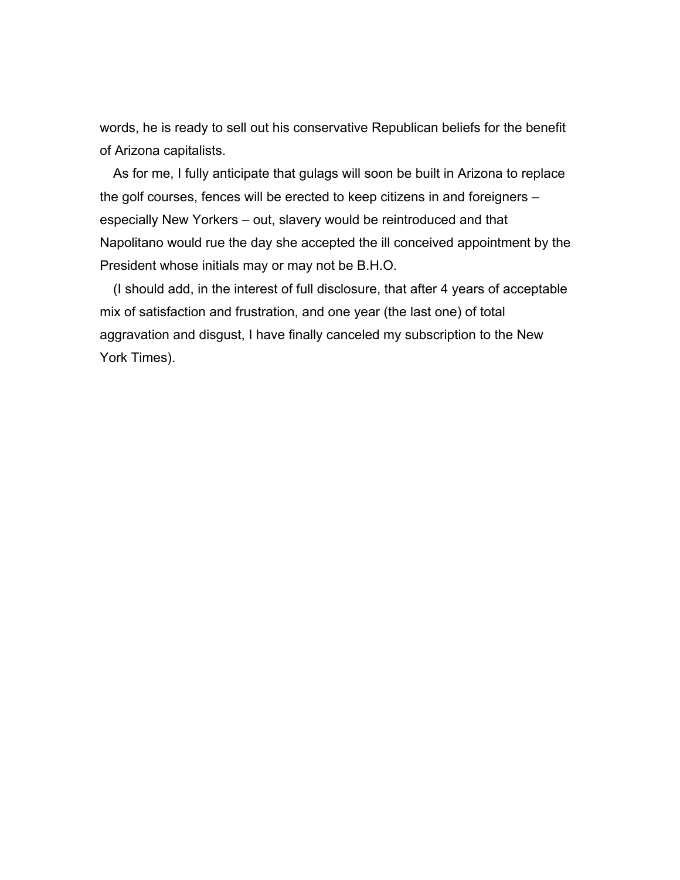words, he is ready to sell out his conservative Republican beliefs for the benefit of Arizona capitalists.

As for me, I fully anticipate that gulags will soon be built in Arizona to replace the golf courses, fences will be erected to keep citizens in and foreigners – especially New Yorkers – out, slavery would be reintroduced and that Napolitano would rue the day she accepted the ill conceived appointment by the President whose initials may or may not be B.H.O.

(I should add, in the interest of full disclosure, that after 4 years of acceptable mix of satisfaction and frustration, and one year (the last one) of total aggravation and disgust, I have finally canceled my subscription to the New York Times).